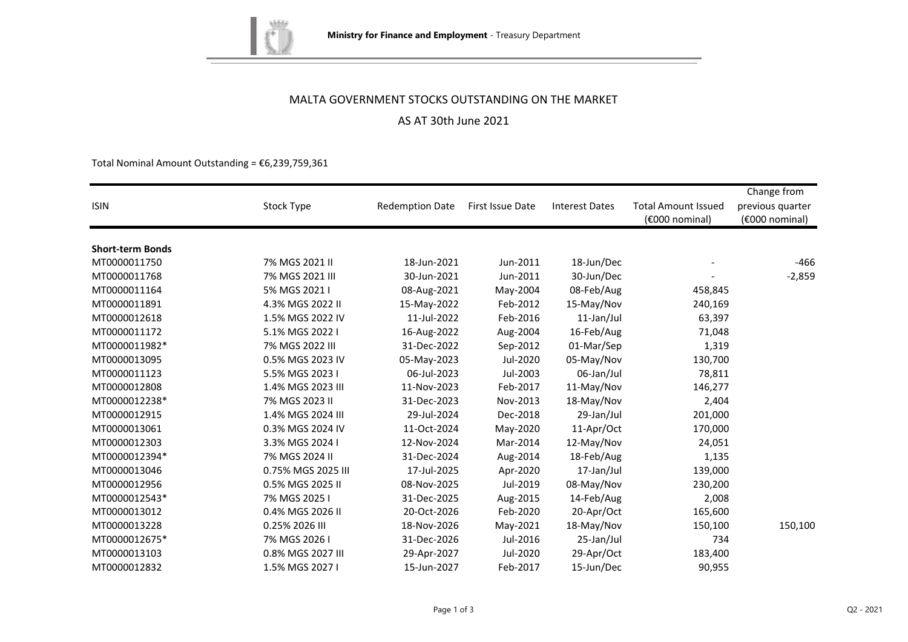Ministry for Finance and Employment - Treasury Department

# MALTA GOVERNMENT STOCKS OUTSTANDING ON THE MARKET

## AS AT 30th June 2021

Total Nominal Amount Outstanding = €6,239,759,361

| ISIN | Stock Type | Redemption Date | First Issue Date | Interest Dates | Total Amount Issued (€000 nominal) | Change from previous quarter (€000 nominal) |
|---|---|---|---|---|---|---|
| **Short-term Bonds** | | | | | | |
| MT0000011750 | 7% MGS 2021 II | 18-Jun-2021 | Jun-2011 | 18-Jun/Dec | - | -466 |
| MT0000011768 | 7% MGS 2021 III | 30-Jun-2021 | Jun-2011 | 30-Jun/Dec | - | -2,859 |
| MT0000011164 | 5% MGS 2021 I | 08-Aug-2021 | May-2004 | 08-Feb/Aug | 458,845 | |
| MT0000011891 | 4.3% MGS 2022 II | 15-May-2022 | Feb-2012 | 15-May/Nov | 240,169 | |
| MT0000012618 | 1.5% MGS 2022 IV | 11-Jul-2022 | Feb-2016 | 11-Jan/Jul | 63,397 | |
| MT0000011172 | 5.1% MGS 2022 I | 16-Aug-2022 | Aug-2004 | 16-Feb/Aug | 71,048 | |
| MT0000011982* | 7% MGS 2022 III | 31-Dec-2022 | Sep-2012 | 01-Mar/Sep | 1,319 | |
| MT0000013095 | 0.5% MGS 2023 IV | 05-May-2023 | Jul-2020 | 05-May/Nov | 130,700 | |
| MT0000011123 | 5.5% MGS 2023 I | 06-Jul-2023 | Jul-2003 | 06-Jan/Jul | 78,811 | |
| MT0000012808 | 1.4% MGS 2023 III | 11-Nov-2023 | Feb-2017 | 11-May/Nov | 146,277 | |
| MT0000012238* | 7% MGS 2023 II | 31-Dec-2023 | Nov-2013 | 18-May/Nov | 2,404 | |
| MT0000012915 | 1.4% MGS 2024 III | 29-Jul-2024 | Dec-2018 | 29-Jan/Jul | 201,000 | |
| MT0000013061 | 0.3% MGS 2024 IV | 11-Oct-2024 | May-2020 | 11-Apr/Oct | 170,000 | |
| MT0000012303 | 3.3% MGS 2024 I | 12-Nov-2024 | Mar-2014 | 12-May/Nov | 24,051 | |
| MT0000012394* | 7% MGS 2024 II | 31-Dec-2024 | Aug-2014 | 18-Feb/Aug | 1,135 | |
| MT0000013046 | 0.75% MGS 2025 III | 17-Jul-2025 | Apr-2020 | 17-Jan/Jul | 139,000 | |
| MT0000012956 | 0.5% MGS 2025 II | 08-Nov-2025 | Jul-2019 | 08-May/Nov | 230,200 | |
| MT0000012543* | 7% MGS 2025 I | 31-Dec-2025 | Aug-2015 | 14-Feb/Aug | 2,008 | |
| MT0000013012 | 0.4% MGS 2026 II | 20-Oct-2026 | Feb-2020 | 20-Apr/Oct | 165,600 | |
| MT0000013228 | 0.25% 2026 III | 18-Nov-2026 | May-2021 | 18-May/Nov | 150,100 | 150,100 |
| MT0000012675* | 7% MGS 2026 I | 31-Dec-2026 | Jul-2016 | 25-Jan/Jul | 734 | |
| MT0000013103 | 0.8% MGS 2027 III | 29-Apr-2027 | Jul-2020 | 29-Apr/Oct | 183,400 | |
| MT0000012832 | 1.5% MGS 2027 I | 15-Jun-2027 | Feb-2017 | 15-Jun/Dec | 90,955 | |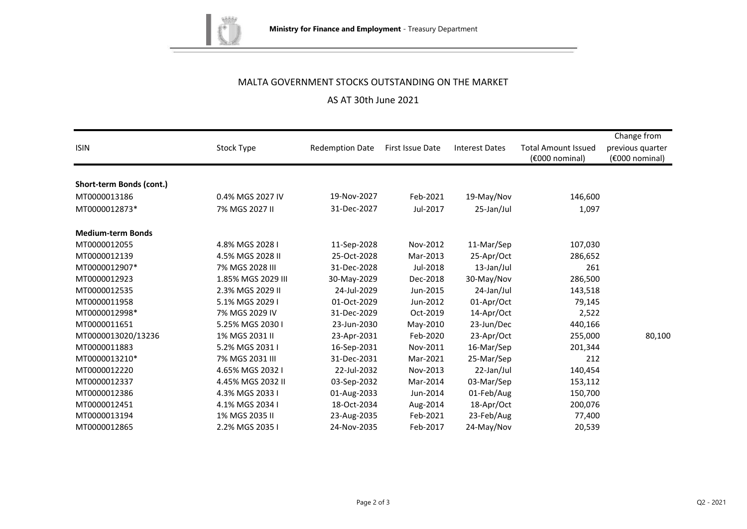MALTA GOVERNMENT STOCKS OUTSTANDING ON THE MARKET

AS AT 30th June 2021

| ISIN | Stock Type | Redemption Date | First Issue Date | Interest Dates | Total Amount Issued (€000 nominal) | Change from previous quarter (€000 nominal) |
|---|---|---|---|---|---|---|
| **Short-term Bonds (cont.)** | | | | | | |
| MT0000013186 | 0.4% MGS 2027 IV | 19-Nov-2027 | Feb-2021 | 19-May/Nov | 146,600 | |
| MT0000012873* | 7% MGS 2027 II | 31-Dec-2027 | Jul-2017 | 25-Jan/Jul | 1,097 | |
| **Medium-term Bonds** | | | | | | |
| MT0000012055 | 4.8% MGS 2028 I | 11-Sep-2028 | Nov-2012 | 11-Mar/Sep | 107,030 | |
| MT0000012139 | 4.5% MGS 2028 II | 25-Oct-2028 | Mar-2013 | 25-Apr/Oct | 286,652 | |
| MT0000012907* | 7% MGS 2028 III | 31-Dec-2028 | Jul-2018 | 13-Jan/Jul | 261 | |
| MT0000012923 | 1.85% MGS 2029 III | 30-May-2029 | Dec-2018 | 30-May/Nov | 286,500 | |
| MT0000012535 | 2.3% MGS 2029 II | 24-Jul-2029 | Jun-2015 | 24-Jan/Jul | 143,518 | |
| MT0000011958 | 5.1% MGS 2029 I | 01-Oct-2029 | Jun-2012 | 01-Apr/Oct | 79,145 | |
| MT0000012998* | 7% MGS 2029 IV | 31-Dec-2029 | Oct-2019 | 14-Apr/Oct | 2,522 | |
| MT0000011651 | 5.25% MGS 2030 I | 23-Jun-2030 | May-2010 | 23-Jun/Dec | 440,166 | |
| MT0000013020/13236 | 1% MGS 2031 II | 23-Apr-2031 | Feb-2020 | 23-Apr/Oct | 255,000 | 80,100 |
| MT0000011883 | 5.2% MGS 2031 I | 16-Sep-2031 | Nov-2011 | 16-Mar/Sep | 201,344 | |
| MT0000013210* | 7% MGS 2031 III | 31-Dec-2031 | Mar-2021 | 25-Mar/Sep | 212 | |
| MT0000012220 | 4.65% MGS 2032 I | 22-Jul-2032 | Nov-2013 | 22-Jan/Jul | 140,454 | |
| MT0000012337 | 4.45% MGS 2032 II | 03-Sep-2032 | Mar-2014 | 03-Mar/Sep | 153,112 | |
| MT0000012386 | 4.3% MGS 2033 I | 01-Aug-2033 | Jun-2014 | 01-Feb/Aug | 150,700 | |
| MT0000012451 | 4.1% MGS 2034 I | 18-Oct-2034 | Aug-2014 | 18-Apr/Oct | 200,076 | |
| MT0000013194 | 1% MGS 2035 II | 23-Aug-2035 | Feb-2021 | 23-Feb/Aug | 77,400 | |
| MT0000012865 | 2.2% MGS 2035 I | 24-Nov-2035 | Feb-2017 | 24-May/Nov | 20,539 | |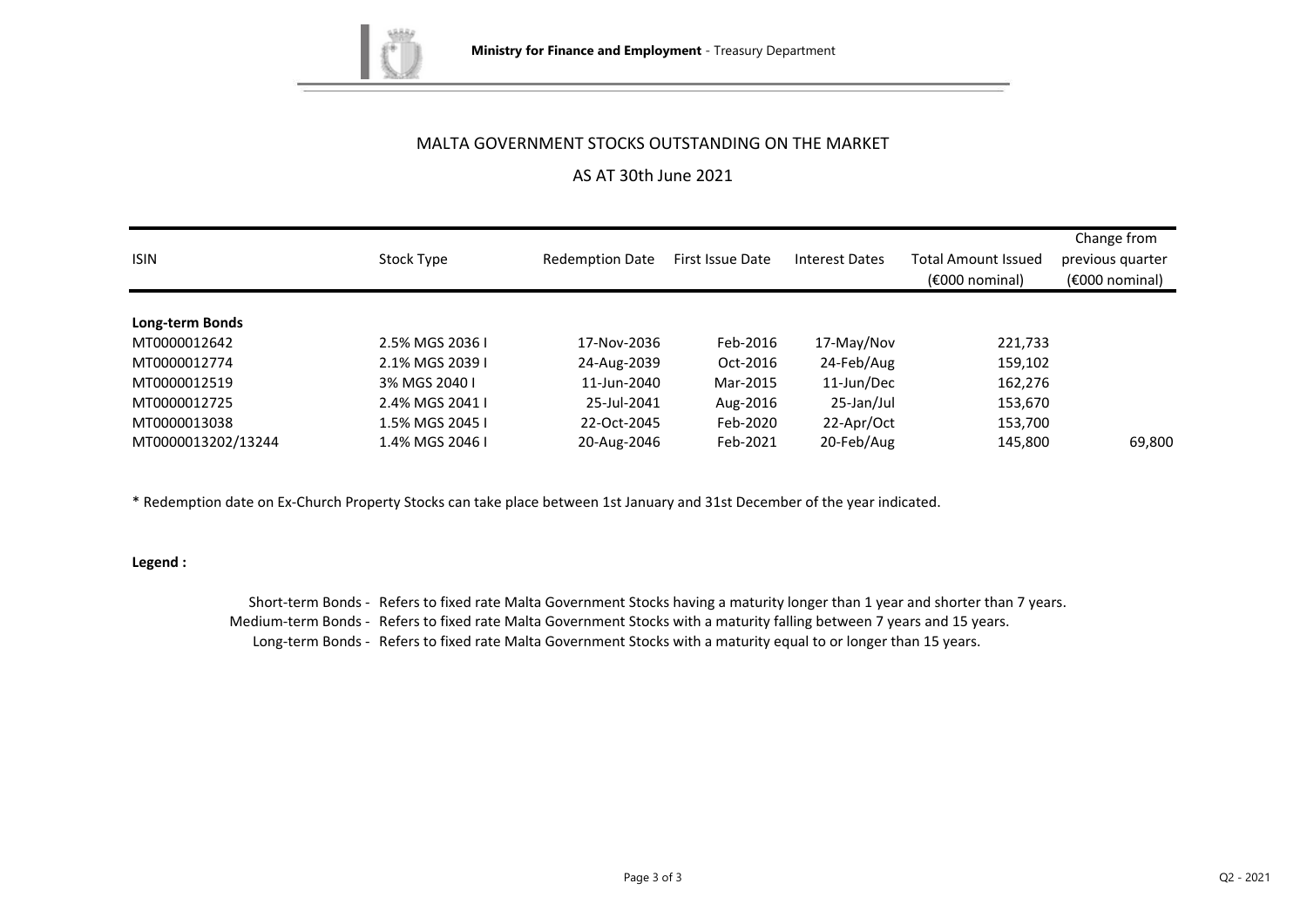Ministry for Finance and Employment - Treasury Department

## MALTA GOVERNMENT STOCKS OUTSTANDING ON THE MARKET

## AS AT 30th June 2021

| ISIN | Stock Type | Redemption Date | First Issue Date | Interest Dates | Total Amount Issued (€000 nominal) | Change from previous quarter (€000 nominal) |
|---|---|---|---|---|---|---|
| **Long-term Bonds** | | | | | | |
| MT0000012642 | 2.5% MGS 2036 I | 17-Nov-2036 | Feb-2016 | 17-May/Nov | 221,733 | |
| MT0000012774 | 2.1% MGS 2039 I | 24-Aug-2039 | Oct-2016 | 24-Feb/Aug | 159,102 | |
| MT0000012519 | 3% MGS 2040 I | 11-Jun-2040 | Mar-2015 | 11-Jun/Dec | 162,276 | |
| MT0000012725 | 2.4% MGS 2041 I | 25-Jul-2041 | Aug-2016 | 25-Jan/Jul | 153,670 | |
| MT0000013038 | 1.5% MGS 2045 I | 22-Oct-2045 | Feb-2020 | 22-Apr/Oct | 153,700 | |
| MT0000013202/13244 | 1.4% MGS 2046 I | 20-Aug-2046 | Feb-2021 | 20-Feb/Aug | 145,800 | 69,800 |

* Redemption date on Ex-Church Property Stocks can take place between 1st January and 31st December of the year indicated.

**Legend :**

Short-term Bonds - Refers to fixed rate Malta Government Stocks having a maturity longer than 1 year and shorter than 7 years.
Medium-term Bonds - Refers to fixed rate Malta Government Stocks with a maturity falling between 7 years and 15 years.
Long-term Bonds - Refers to fixed rate Malta Government Stocks with a maturity equal to or longer than 15 years.